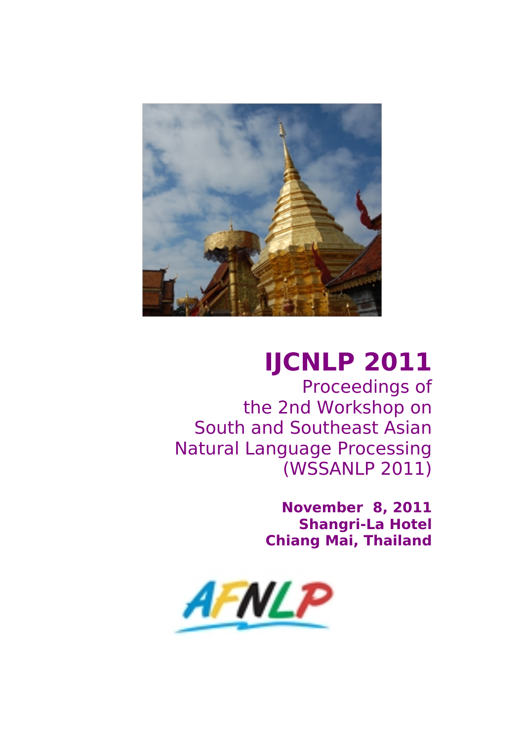# IJCNLP 2011

Proceedings of
the 2nd Workshop on
South and Southeast Asian
Natural Language Processing
(WSSANLP 2011)

**November 8, 2011**
**Shangri-La Hotel**
**Chiang Mai, Thailand**

AFNLP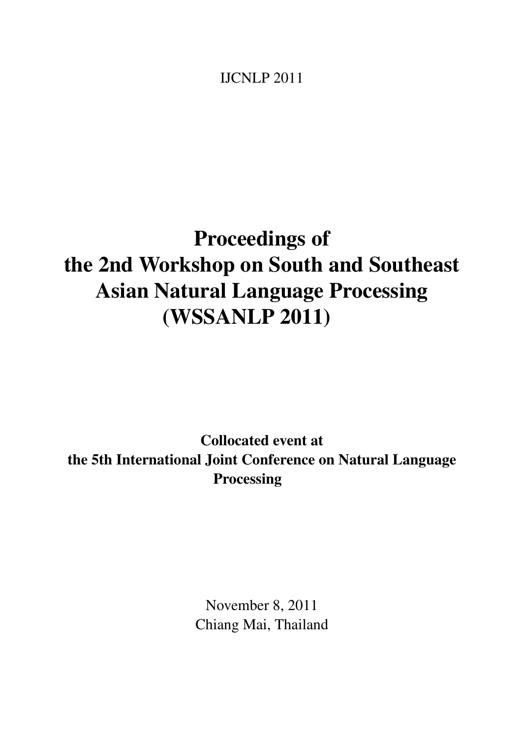IJCNLP 2011

# Proceedings of the 2nd Workshop on South and Southeast Asian Natural Language Processing (WSSANLP 2011)

**Collocated event at the 5th International Joint Conference on Natural Language Processing**

November 8, 2011
Chiang Mai, Thailand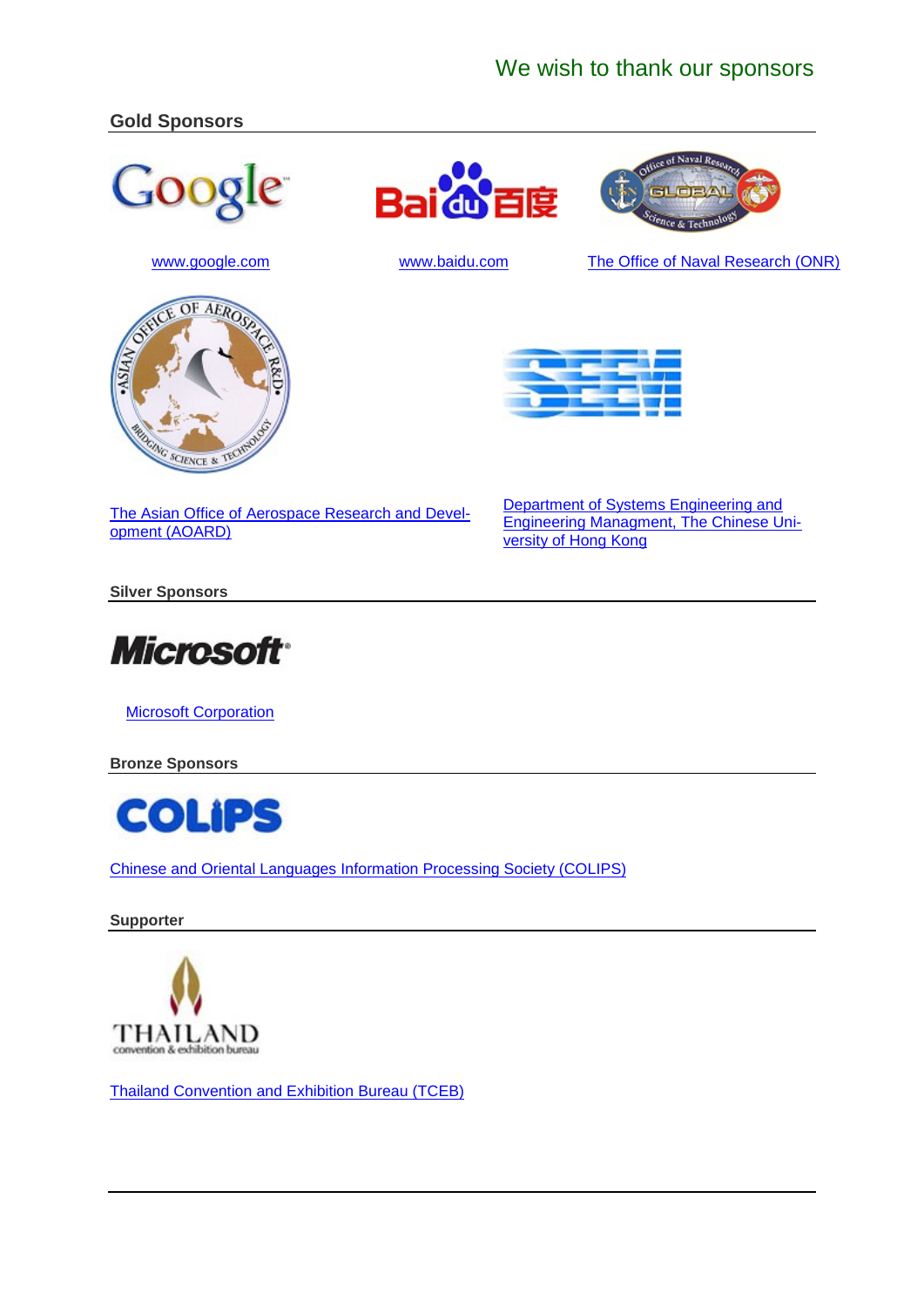We wish to thank our sponsors

## Gold Sponsors

www.google.com

www.baidu.com

The Office of Naval Research (ONR)

The Asian Office of Aerospace Research and Development (AOARD)

Department of Systems Engineering and Engineering Managment, The Chinese University of Hong Kong

## Silver Sponsors

Microsoft Corporation

## Bronze Sponsors

Chinese and Oriental Languages Information Processing Society (COLIPS)

## Supporter

Thailand Convention and Exhibition Bureau (TCEB)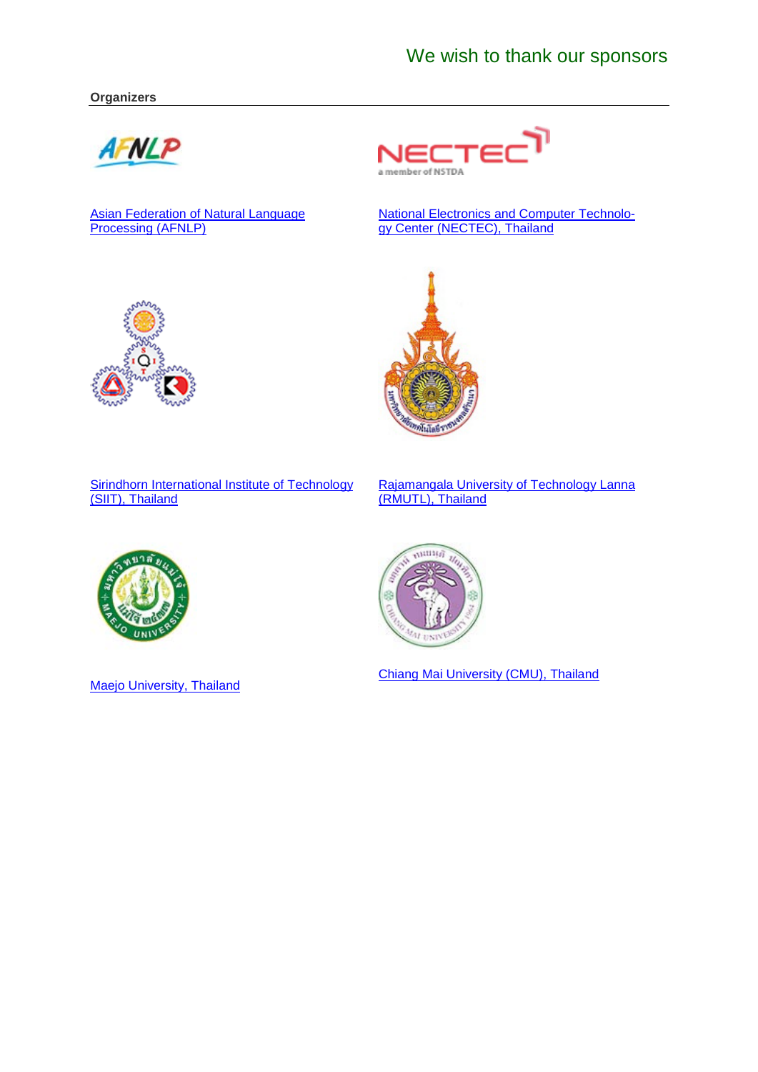## We wish to thank our sponsors

**Organizers**

Asian Federation of Natural Language Processing (AFNLP)

National Electronics and Computer Technology Center (NECTEC), Thailand

Sirindhorn International Institute of Technology (SIIT), Thailand

Rajamangala University of Technology Lanna (RMUTL), Thailand

Maejo University, Thailand

Chiang Mai University (CMU), Thailand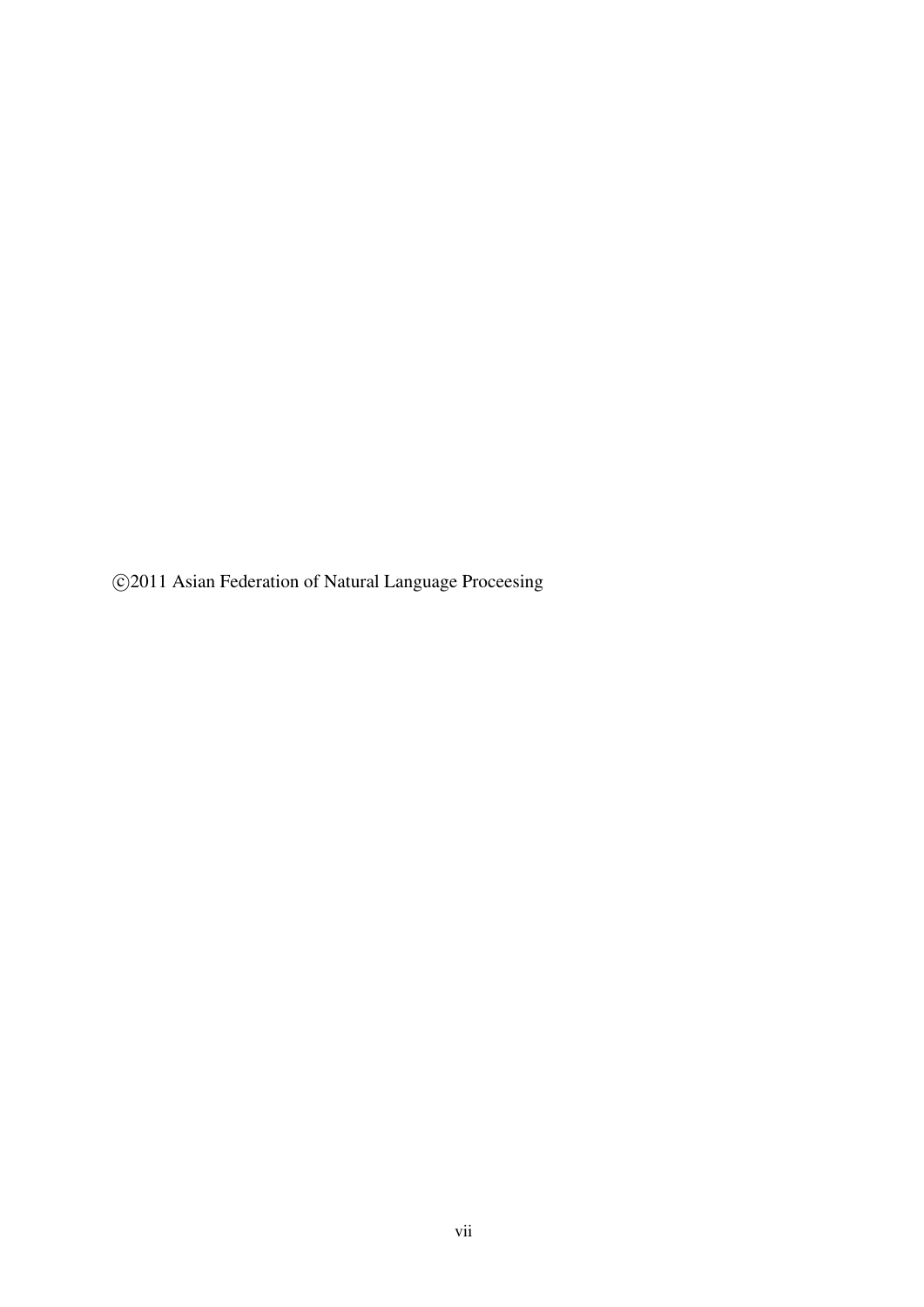©2011 Asian Federation of Natural Language Proceesing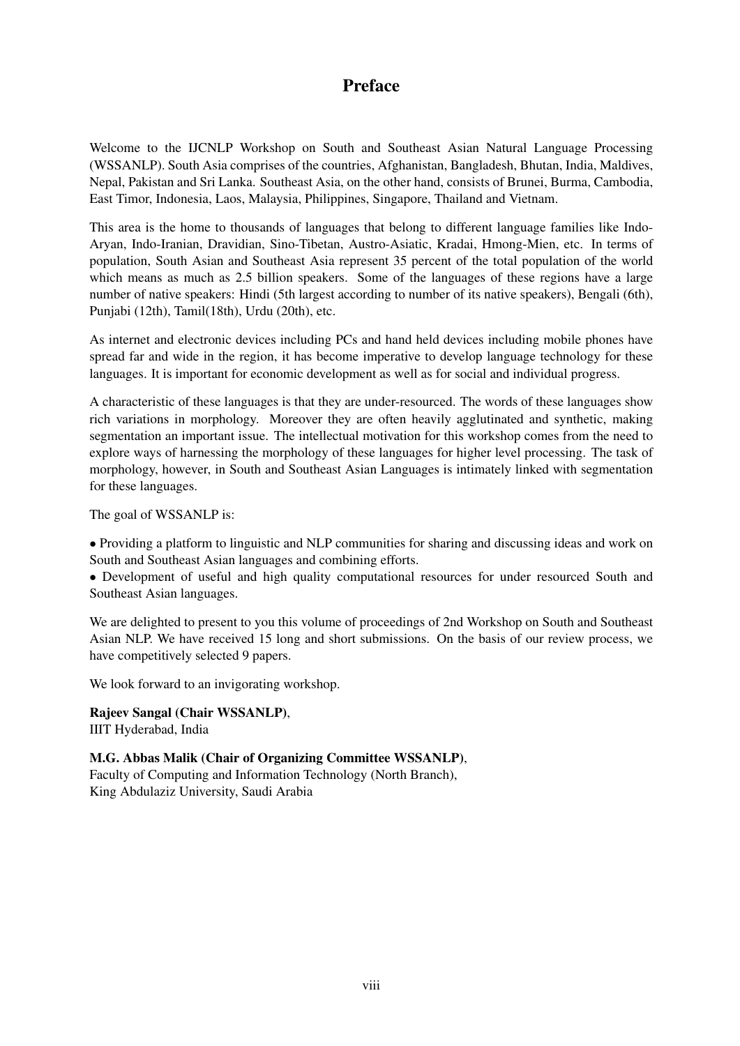# Preface

Welcome to the IJCNLP Workshop on South and Southeast Asian Natural Language Processing (WSSANLP). South Asia comprises of the countries, Afghanistan, Bangladesh, Bhutan, India, Maldives, Nepal, Pakistan and Sri Lanka. Southeast Asia, on the other hand, consists of Brunei, Burma, Cambodia, East Timor, Indonesia, Laos, Malaysia, Philippines, Singapore, Thailand and Vietnam.

This area is the home to thousands of languages that belong to different language families like Indo-Aryan, Indo-Iranian, Dravidian, Sino-Tibetan, Austro-Asiatic, Kradai, Hmong-Mien, etc. In terms of population, South Asian and Southeast Asia represent 35 percent of the total population of the world which means as much as 2.5 billion speakers. Some of the languages of these regions have a large number of native speakers: Hindi (5th largest according to number of its native speakers), Bengali (6th), Punjabi (12th), Tamil(18th), Urdu (20th), etc.

As internet and electronic devices including PCs and hand held devices including mobile phones have spread far and wide in the region, it has become imperative to develop language technology for these languages. It is important for economic development as well as for social and individual progress.

A characteristic of these languages is that they are under-resourced. The words of these languages show rich variations in morphology. Moreover they are often heavily agglutinated and synthetic, making segmentation an important issue. The intellectual motivation for this workshop comes from the need to explore ways of harnessing the morphology of these languages for higher level processing. The task of morphology, however, in South and Southeast Asian Languages is intimately linked with segmentation for these languages.

The goal of WSSANLP is:

- Providing a platform to linguistic and NLP communities for sharing and discussing ideas and work on South and Southeast Asian languages and combining efforts.
- Development of useful and high quality computational resources for under resourced South and Southeast Asian languages.

We are delighted to present to you this volume of proceedings of 2nd Workshop on South and Southeast Asian NLP. We have received 15 long and short submissions. On the basis of our review process, we have competitively selected 9 papers.

We look forward to an invigorating workshop.

**Rajeev Sangal (Chair WSSANLP)**,
IIIT Hyderabad, India

**M.G. Abbas Malik (Chair of Organizing Committee WSSANLP)**,
Faculty of Computing and Information Technology (North Branch),
King Abdulaziz University, Saudi Arabia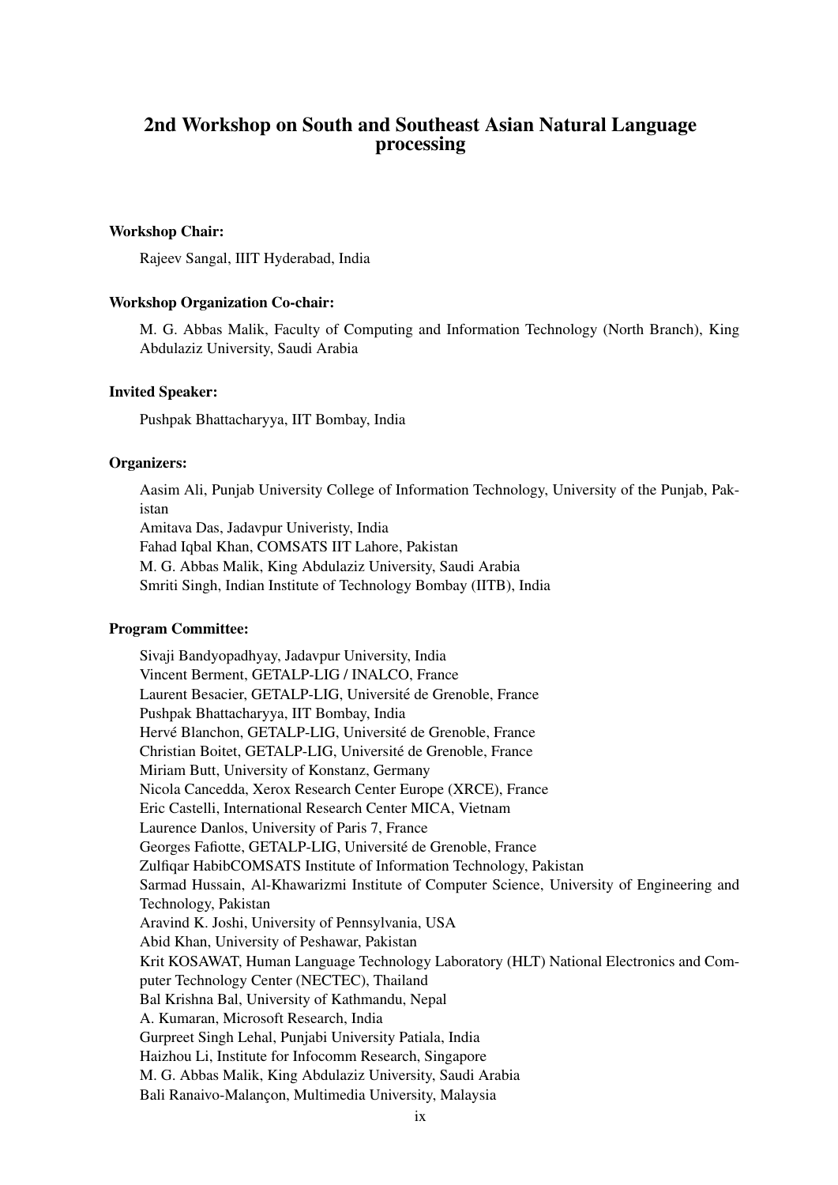# 2nd Workshop on South and Southeast Asian Natural Language processing

**Workshop Chair:**

Rajeev Sangal, IIIT Hyderabad, India

**Workshop Organization Co-chair:**

M. G. Abbas Malik, Faculty of Computing and Information Technology (North Branch), King Abdulaziz University, Saudi Arabia

**Invited Speaker:**

Pushpak Bhattacharyya, IIT Bombay, India

**Organizers:**

Aasim Ali, Punjab University College of Information Technology, University of the Punjab, Pakistan
Amitava Das, Jadavpur Univeristy, India
Fahad Iqbal Khan, COMSATS IIT Lahore, Pakistan
M. G. Abbas Malik, King Abdulaziz University, Saudi Arabia
Smriti Singh, Indian Institute of Technology Bombay (IITB), India

**Program Committee:**

Sivaji Bandyopadhyay, Jadavpur University, India
Vincent Berment, GETALP-LIG / INALCO, France
Laurent Besacier, GETALP-LIG, Université de Grenoble, France
Pushpak Bhattacharyya, IIT Bombay, India
Hervé Blanchon, GETALP-LIG, Université de Grenoble, France
Christian Boitet, GETALP-LIG, Université de Grenoble, France
Miriam Butt, University of Konstanz, Germany
Nicola Cancedda, Xerox Research Center Europe (XRCE), France
Eric Castelli, International Research Center MICA, Vietnam
Laurence Danlos, University of Paris 7, France
Georges Fafiotte, GETALP-LIG, Université de Grenoble, France
Zulfiqar HabibCOMSATS Institute of Information Technology, Pakistan
Sarmad Hussain, Al-Khawarizmi Institute of Computer Science, University of Engineering and Technology, Pakistan
Aravind K. Joshi, University of Pennsylvania, USA
Abid Khan, University of Peshawar, Pakistan
Krit KOSAWAT, Human Language Technology Laboratory (HLT) National Electronics and Computer Technology Center (NECTEC), Thailand
Bal Krishna Bal, University of Kathmandu, Nepal
A. Kumaran, Microsoft Research, India
Gurpreet Singh Lehal, Punjabi University Patiala, India
Haizhou Li, Institute for Infocomm Research, Singapore
M. G. Abbas Malik, King Abdulaziz University, Saudi Arabia
Bali Ranaivo-Malançon, Multimedia University, Malaysia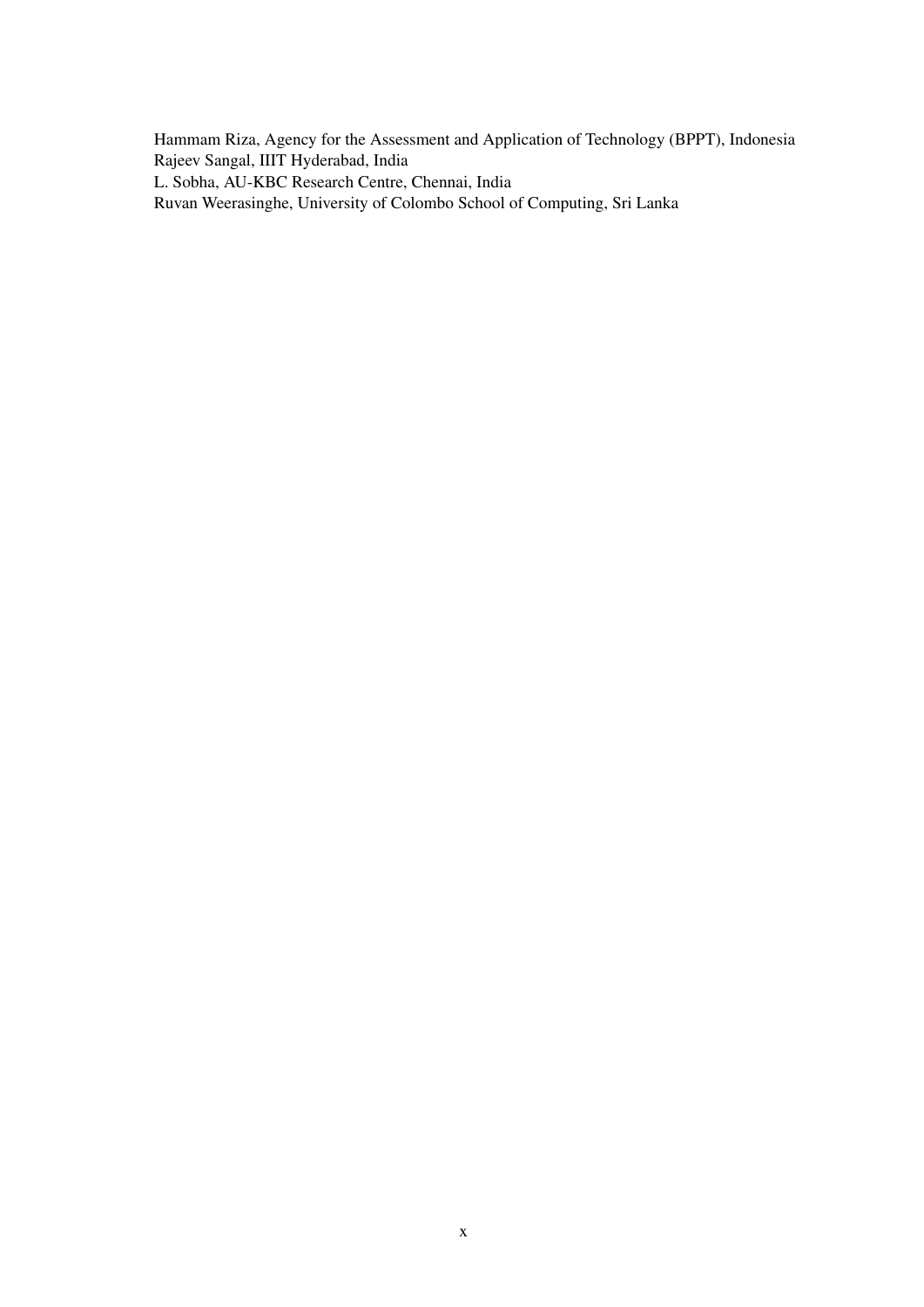Hammam Riza, Agency for the Assessment and Application of Technology (BPPT), Indonesia
Rajeev Sangal, IIIT Hyderabad, India
L. Sobha, AU-KBC Research Centre, Chennai, India
Ruvan Weerasinghe, University of Colombo School of Computing, Sri Lanka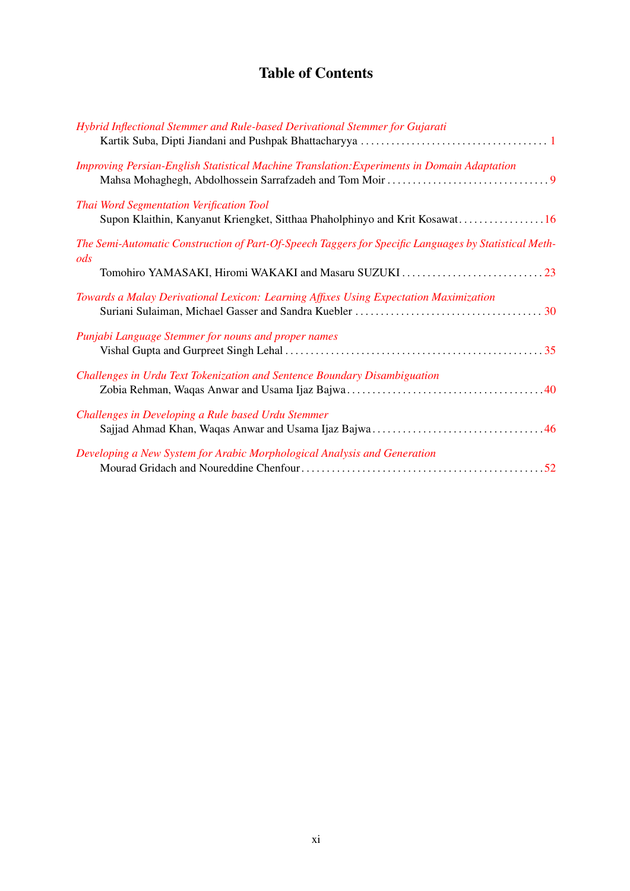# Table of Contents

*Hybrid Inflectional Stemmer and Rule-based Derivational Stemmer for Gujarati*
Kartik Suba, Dipti Jiandani and Pushpak Bhattacharyya . . . . . . . . . . . . . . . . . . . . . . . . . . . . . . . . . . . . . 1

*Improving Persian-English Statistical Machine Translation:Experiments in Domain Adaptation*
Mahsa Mohaghegh, Abdolhossein Sarrafzadeh and Tom Moir . . . . . . . . . . . . . . . . . . . . . . . . . . . . . . . . 9

*Thai Word Segmentation Verification Tool*
Supon Klaithin, Kanyanut Kriengket, Sitthaa Phaholphinyo and Krit Kosawat . . . . . . . . . . . . . . . . . 16

*The Semi-Automatic Construction of Part-Of-Speech Taggers for Specific Languages by Statistical Methods*
Tomohiro YAMASAKI, Hiromi WAKAKI and Masaru SUZUKI . . . . . . . . . . . . . . . . . . . . . . . . . . . . 23

*Towards a Malay Derivational Lexicon: Learning Affixes Using Expectation Maximization*
Suriani Sulaiman, Michael Gasser and Sandra Kuebler . . . . . . . . . . . . . . . . . . . . . . . . . . . . . . . . . . . . . 30

*Punjabi Language Stemmer for nouns and proper names*
Vishal Gupta and Gurpreet Singh Lehal . . . . . . . . . . . . . . . . . . . . . . . . . . . . . . . . . . . . . . . . . . . . . . . . . . . 35

*Challenges in Urdu Text Tokenization and Sentence Boundary Disambiguation*
Zobia Rehman, Waqas Anwar and Usama Ijaz Bajwa . . . . . . . . . . . . . . . . . . . . . . . . . . . . . . . . . . . . . . . 40

*Challenges in Developing a Rule based Urdu Stemmer*
Sajjad Ahmad Khan, Waqas Anwar and Usama Ijaz Bajwa . . . . . . . . . . . . . . . . . . . . . . . . . . . . . . . . . . 46

*Developing a New System for Arabic Morphological Analysis and Generation*
Mourad Gridach and Noureddine Chenfour . . . . . . . . . . . . . . . . . . . . . . . . . . . . . . . . . . . . . . . . . . . . . . . . 52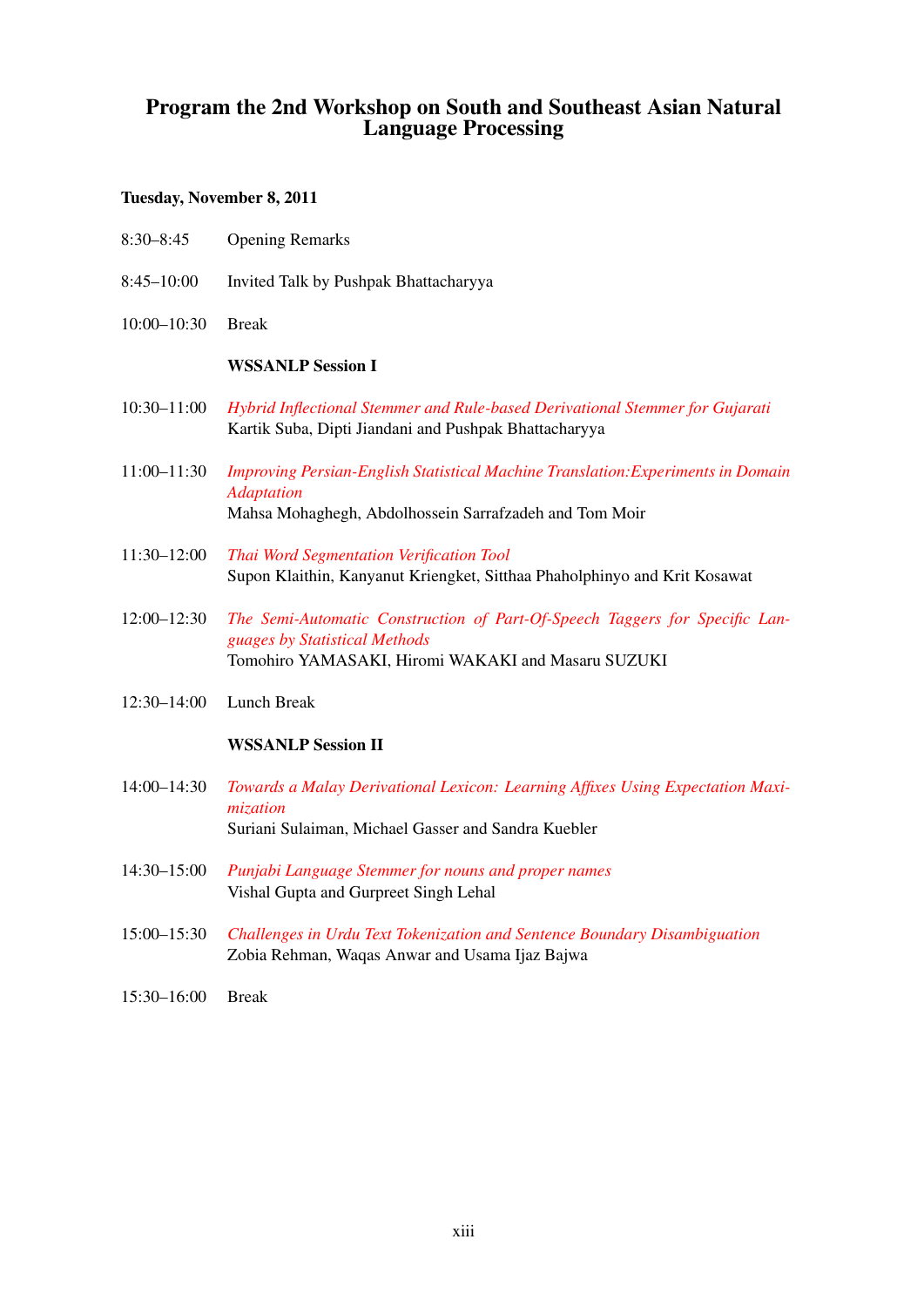# Program the 2nd Workshop on South and Southeast Asian Natural Language Processing

**Tuesday, November 8, 2011**

8:30–8:45 Opening Remarks

8:45–10:00 Invited Talk by Pushpak Bhattacharyya

10:00–10:30 Break

**WSSANLP Session I**

10:30–11:00 *Hybrid Inflectional Stemmer and Rule-based Derivational Stemmer for Gujarati*
Kartik Suba, Dipti Jiandani and Pushpak Bhattacharyya

11:00–11:30 *Improving Persian-English Statistical Machine Translation:Experiments in Domain Adaptation*
Mahsa Mohaghegh, Abdolhossein Sarrafzadeh and Tom Moir

11:30–12:00 *Thai Word Segmentation Verification Tool*
Supon Klaithin, Kanyanut Kriengket, Sitthaa Phaholphinyo and Krit Kosawat

12:00–12:30 *The Semi-Automatic Construction of Part-Of-Speech Taggers for Specific Languages by Statistical Methods*
Tomohiro YAMASAKI, Hiromi WAKAKI and Masaru SUZUKI

12:30–14:00 Lunch Break

**WSSANLP Session II**

14:00–14:30 *Towards a Malay Derivational Lexicon: Learning Affixes Using Expectation Maximization*
Suriani Sulaiman, Michael Gasser and Sandra Kuebler

14:30–15:00 *Punjabi Language Stemmer for nouns and proper names*
Vishal Gupta and Gurpreet Singh Lehal

15:00–15:30 *Challenges in Urdu Text Tokenization and Sentence Boundary Disambiguation*
Zobia Rehman, Waqas Anwar and Usama Ijaz Bajwa

15:30–16:00 Break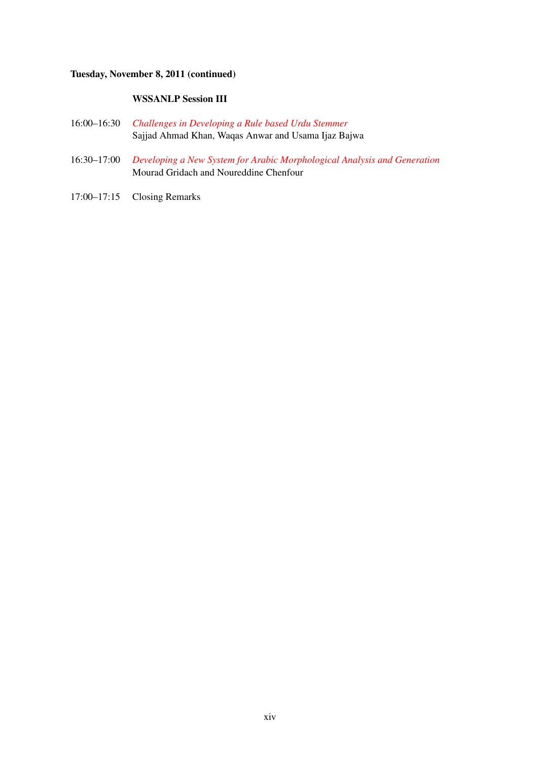**Tuesday, November 8, 2011 (continued)**

**WSSANLP Session III**

16:00–16:30 *Challenges in Developing a Rule based Urdu Stemmer*
Sajjad Ahmad Khan, Waqas Anwar and Usama Ijaz Bajwa

16:30–17:00 *Developing a New System for Arabic Morphological Analysis and Generation*
Mourad Gridach and Noureddine Chenfour

17:00–17:15 Closing Remarks